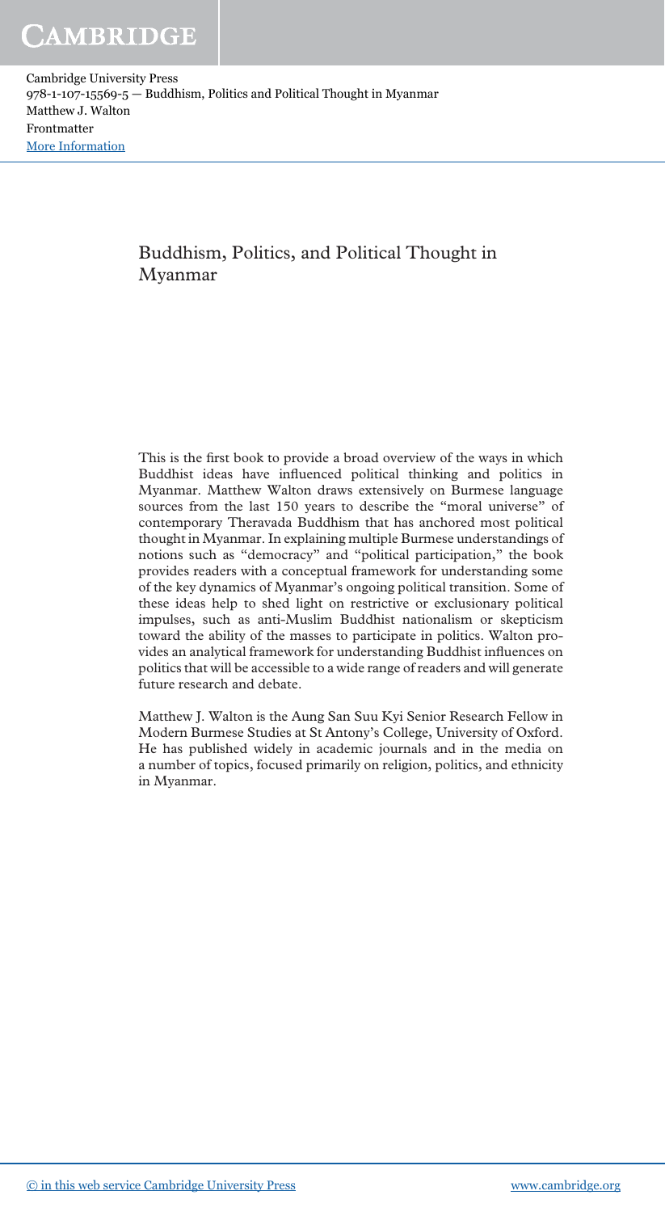# Buddhism, Politics, and Political Thought in Myanmar

This is the first book to provide a broad overview of the ways in which Buddhist ideas have influenced political thinking and politics in Myanmar. Matthew Walton draws extensively on Burmese language sources from the last 150 years to describe the "moral universe" of contemporary Theravada Buddhism that has anchored most political thought in Myanmar. In explaining multiple Burmese understandings of notions such as "democracy" and "political participation," the book provides readers with a conceptual framework for understanding some of the key dynamics of Myanmar's ongoing political transition. Some of these ideas help to shed light on restrictive or exclusionary political impulses, such as anti-Muslim Buddhist nationalism or skepticism toward the ability of the masses to participate in politics. Walton provides an analytical framework for understanding Buddhist influences on politics that will be accessible to a wide range of readers and will generate future research and debate.

Matthew J. Walton is the Aung San Suu Kyi Senior Research Fellow in Modern Burmese Studies at St Antony's College, University of Oxford. He has published widely in academic journals and in the media on a number of topics, focused primarily on religion, politics, and ethnicity in Myanmar.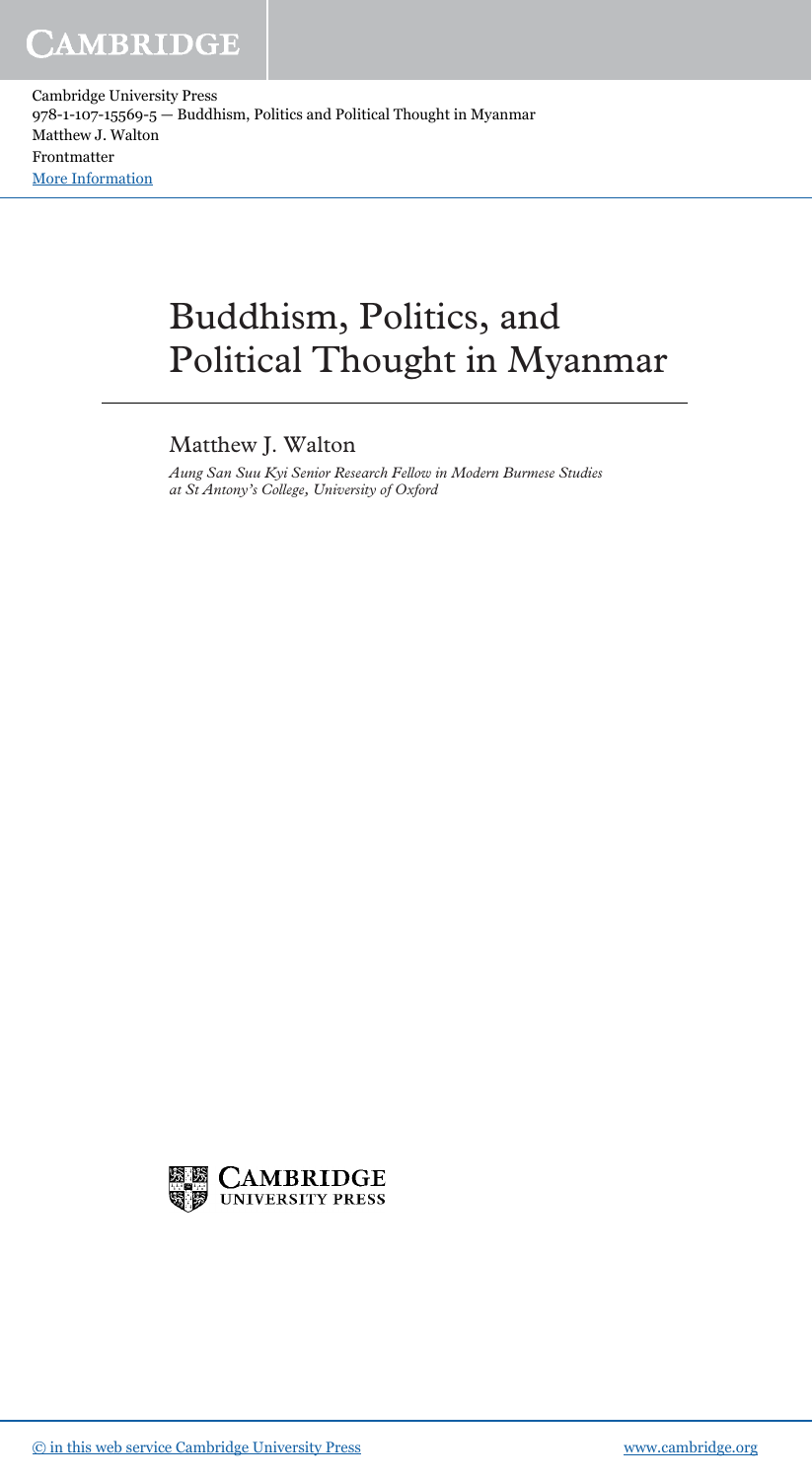# Buddhism, Politics, and Political Thought in Myanmar

Matthew J. Walton

*Aung San Suu Kyi Senior Research Fellow in Modern Burmese Studies at St Antony's College, University of Oxford*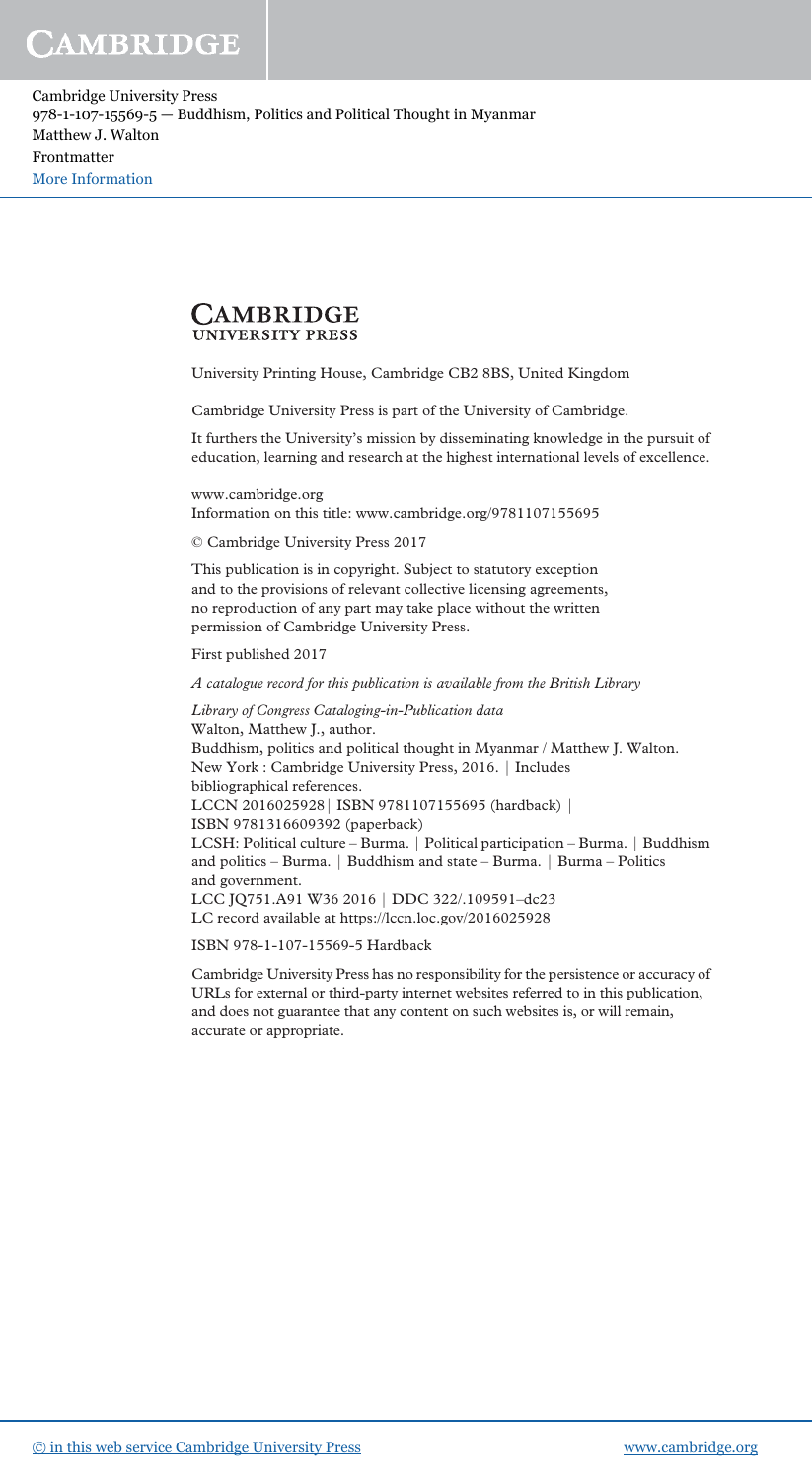CAMBRIDGE
UNIVERSITY PRESS

University Printing House, Cambridge CB2 8BS, United Kingdom

Cambridge University Press is part of the University of Cambridge.

It furthers the University's mission by disseminating knowledge in the pursuit of education, learning and research at the highest international levels of excellence.

www.cambridge.org
Information on this title: www.cambridge.org/9781107155695

© Cambridge University Press 2017

This publication is in copyright. Subject to statutory exception and to the provisions of relevant collective licensing agreements, no reproduction of any part may take place without the written permission of Cambridge University Press.

First published 2017

*A catalogue record for this publication is available from the British Library*

*Library of Congress Cataloging-in-Publication data*
Walton, Matthew J., author.
Buddhism, politics and political thought in Myanmar / Matthew J. Walton.
New York : Cambridge University Press, 2016. | Includes bibliographical references.
LCCN 2016025928 | ISBN 9781107155695 (hardback) |
ISBN 9781316609392 (paperback)
LCSH: Political culture – Burma. | Political participation – Burma. | Buddhism and politics – Burma. | Buddhism and state – Burma. | Burma – Politics and government.
LCC JQ751.A91 W36 2016 | DDC 322/.109591–dc23
LC record available at https://lccn.loc.gov/2016025928

ISBN 978-1-107-15569-5 Hardback

Cambridge University Press has no responsibility for the persistence or accuracy of URLs for external or third-party internet websites referred to in this publication, and does not guarantee that any content on such websites is, or will remain, accurate or appropriate.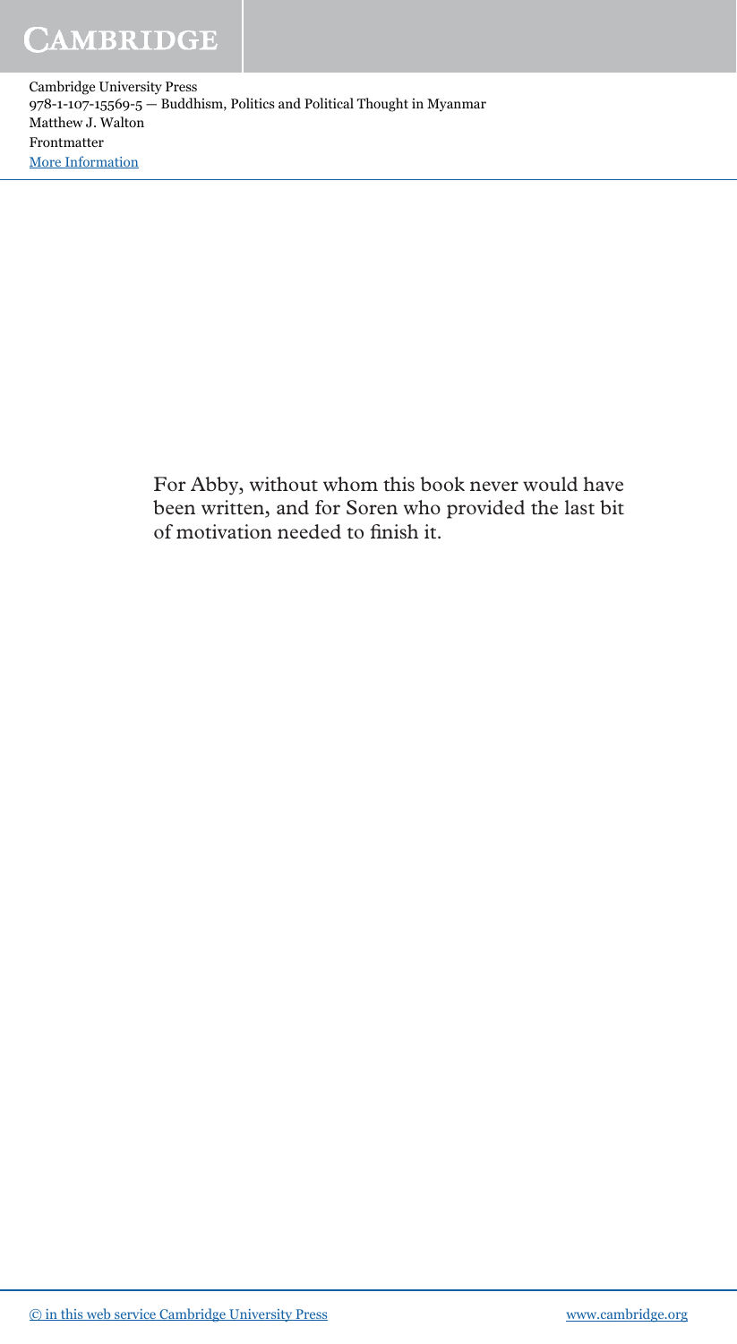For Abby, without whom this book never would have been written, and for Soren who provided the last bit of motivation needed to finish it.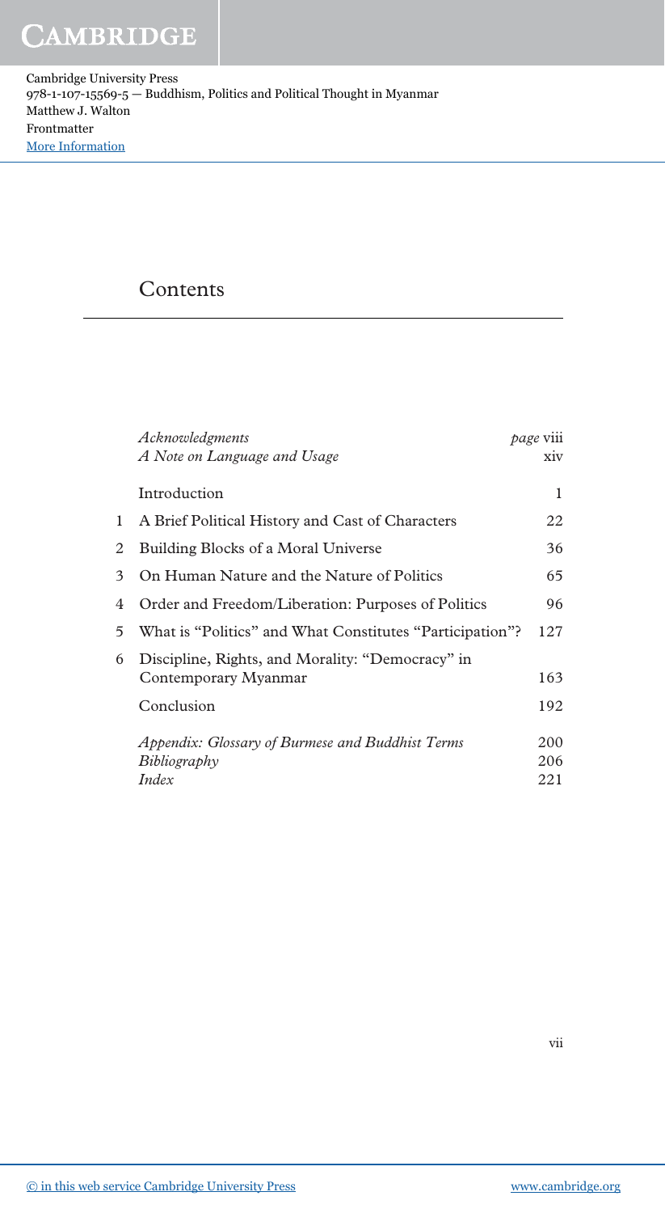# Contents

| | | |
|---|---|---|
| | *Acknowledgments* | *page* viii |
| | *A Note on Language and Usage* | xiv |
| | Introduction | 1 |
| 1 | A Brief Political History and Cast of Characters | 22 |
| 2 | Building Blocks of a Moral Universe | 36 |
| 3 | On Human Nature and the Nature of Politics | 65 |
| 4 | Order and Freedom/Liberation: Purposes of Politics | 96 |
| 5 | What is "Politics" and What Constitutes "Participation"? | 127 |
| 6 | Discipline, Rights, and Morality: "Democracy" in Contemporary Myanmar | 163 |
| | Conclusion | 192 |
| | *Appendix: Glossary of Burmese and Buddhist Terms* | 200 |
| | *Bibliography* | 206 |
| | *Index* | 221 |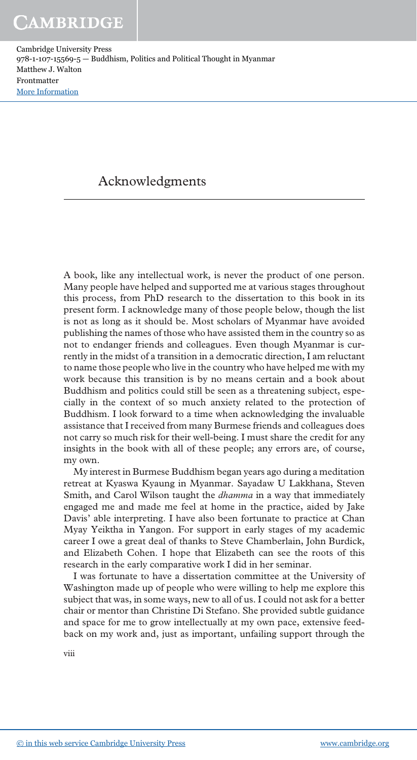# Acknowledgments

A book, like any intellectual work, is never the product of one person. Many people have helped and supported me at various stages throughout this process, from PhD research to the dissertation to this book in its present form. I acknowledge many of those people below, though the list is not as long as it should be. Most scholars of Myanmar have avoided publishing the names of those who have assisted them in the country so as not to endanger friends and colleagues. Even though Myanmar is currently in the midst of a transition in a democratic direction, I am reluctant to name those people who live in the country who have helped me with my work because this transition is by no means certain and a book about Buddhism and politics could still be seen as a threatening subject, especially in the context of so much anxiety related to the protection of Buddhism. I look forward to a time when acknowledging the invaluable assistance that I received from many Burmese friends and colleagues does not carry so much risk for their well-being. I must share the credit for any insights in the book with all of these people; any errors are, of course, my own.

My interest in Burmese Buddhism began years ago during a meditation retreat at Kyaswa Kyaung in Myanmar. Sayadaw U Lakkhana, Steven Smith, and Carol Wilson taught the *dhamma* in a way that immediately engaged me and made me feel at home in the practice, aided by Jake Davis' able interpreting. I have also been fortunate to practice at Chan Myay Yeiktha in Yangon. For support in early stages of my academic career I owe a great deal of thanks to Steve Chamberlain, John Burdick, and Elizabeth Cohen. I hope that Elizabeth can see the roots of this research in the early comparative work I did in her seminar.

I was fortunate to have a dissertation committee at the University of Washington made up of people who were willing to help me explore this subject that was, in some ways, new to all of us. I could not ask for a better chair or mentor than Christine Di Stefano. She provided subtle guidance and space for me to grow intellectually at my own pace, extensive feedback on my work and, just as important, unfailing support through the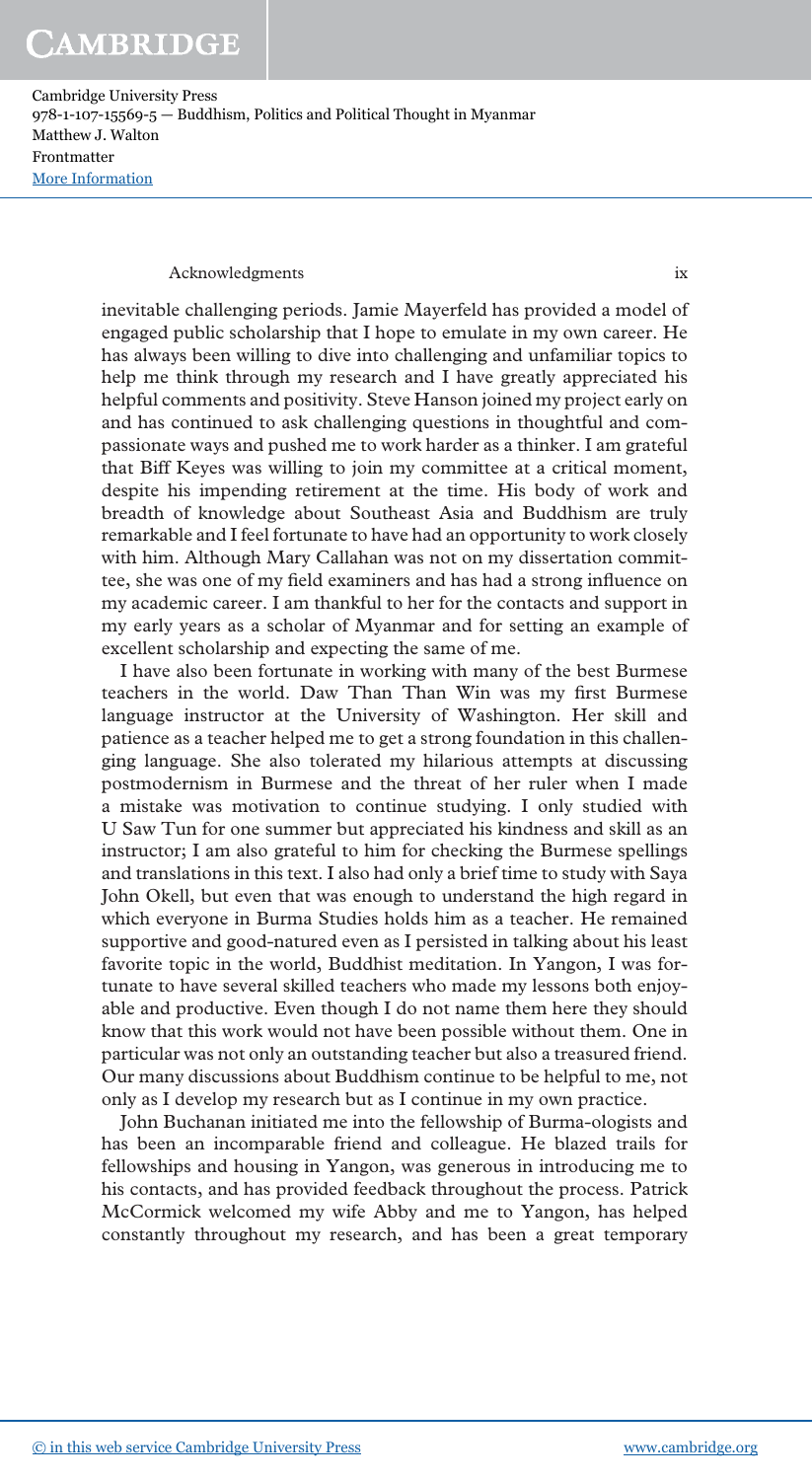inevitable challenging periods. Jamie Mayerfeld has provided a model of engaged public scholarship that I hope to emulate in my own career. He has always been willing to dive into challenging and unfamiliar topics to help me think through my research and I have greatly appreciated his helpful comments and positivity. Steve Hanson joined my project early on and has continued to ask challenging questions in thoughtful and compassionate ways and pushed me to work harder as a thinker. I am grateful that Biff Keyes was willing to join my committee at a critical moment, despite his impending retirement at the time. His body of work and breadth of knowledge about Southeast Asia and Buddhism are truly remarkable and I feel fortunate to have had an opportunity to work closely with him. Although Mary Callahan was not on my dissertation committee, she was one of my field examiners and has had a strong influence on my academic career. I am thankful to her for the contacts and support in my early years as a scholar of Myanmar and for setting an example of excellent scholarship and expecting the same of me.

I have also been fortunate in working with many of the best Burmese teachers in the world. Daw Than Than Win was my first Burmese language instructor at the University of Washington. Her skill and patience as a teacher helped me to get a strong foundation in this challenging language. She also tolerated my hilarious attempts at discussing postmodernism in Burmese and the threat of her ruler when I made a mistake was motivation to continue studying. I only studied with U Saw Tun for one summer but appreciated his kindness and skill as an instructor; I am also grateful to him for checking the Burmese spellings and translations in this text. I also had only a brief time to study with Saya John Okell, but even that was enough to understand the high regard in which everyone in Burma Studies holds him as a teacher. He remained supportive and good-natured even as I persisted in talking about his least favorite topic in the world, Buddhist meditation. In Yangon, I was fortunate to have several skilled teachers who made my lessons both enjoyable and productive. Even though I do not name them here they should know that this work would not have been possible without them. One in particular was not only an outstanding teacher but also a treasured friend. Our many discussions about Buddhism continue to be helpful to me, not only as I develop my research but as I continue in my own practice.

John Buchanan initiated me into the fellowship of Burma-ologists and has been an incomparable friend and colleague. He blazed trails for fellowships and housing in Yangon, was generous in introducing me to his contacts, and has provided feedback throughout the process. Patrick McCormick welcomed my wife Abby and me to Yangon, has helped constantly throughout my research, and has been a great temporary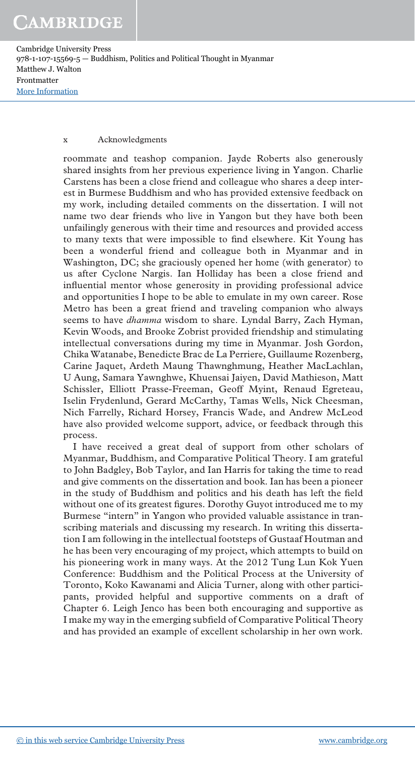roommate and teashop companion. Jayde Roberts also generously shared insights from her previous experience living in Yangon. Charlie Carstens has been a close friend and colleague who shares a deep interest in Burmese Buddhism and who has provided extensive feedback on my work, including detailed comments on the dissertation. I will not name two dear friends who live in Yangon but they have both been unfailingly generous with their time and resources and provided access to many texts that were impossible to find elsewhere. Kit Young has been a wonderful friend and colleague both in Myanmar and in Washington, DC; she graciously opened her home (with generator) to us after Cyclone Nargis. Ian Holliday has been a close friend and influential mentor whose generosity in providing professional advice and opportunities I hope to be able to emulate in my own career. Rose Metro has been a great friend and traveling companion who always seems to have *dhamma* wisdom to share. Lyndal Barry, Zach Hyman, Kevin Woods, and Brooke Zobrist provided friendship and stimulating intellectual conversations during my time in Myanmar. Josh Gordon, Chika Watanabe, Benedicte Brac de La Perriere, Guillaume Rozenberg, Carine Jaquet, Ardeth Maung Thawnghmung, Heather MacLachlan, U Aung, Samara Yawnghwe, Khuensai Jaiyen, David Mathieson, Matt Schissler, Elliott Prasse-Freeman, Geoff Myint, Renaud Egreteau, Iselin Frydenlund, Gerard McCarthy, Tamas Wells, Nick Cheesman, Nich Farrelly, Richard Horsey, Francis Wade, and Andrew McLeod have also provided welcome support, advice, or feedback through this process.

I have received a great deal of support from other scholars of Myanmar, Buddhism, and Comparative Political Theory. I am grateful to John Badgley, Bob Taylor, and Ian Harris for taking the time to read and give comments on the dissertation and book. Ian has been a pioneer in the study of Buddhism and politics and his death has left the field without one of its greatest figures. Dorothy Guyot introduced me to my Burmese "intern" in Yangon who provided valuable assistance in transcribing materials and discussing my research. In writing this dissertation I am following in the intellectual footsteps of Gustaaf Houtman and he has been very encouraging of my project, which attempts to build on his pioneering work in many ways. At the 2012 Tung Lun Kok Yuen Conference: Buddhism and the Political Process at the University of Toronto, Koko Kawanami and Alicia Turner, along with other participants, provided helpful and supportive comments on a draft of Chapter 6. Leigh Jenco has been both encouraging and supportive as I make my way in the emerging subfield of Comparative Political Theory and has provided an example of excellent scholarship in her own work.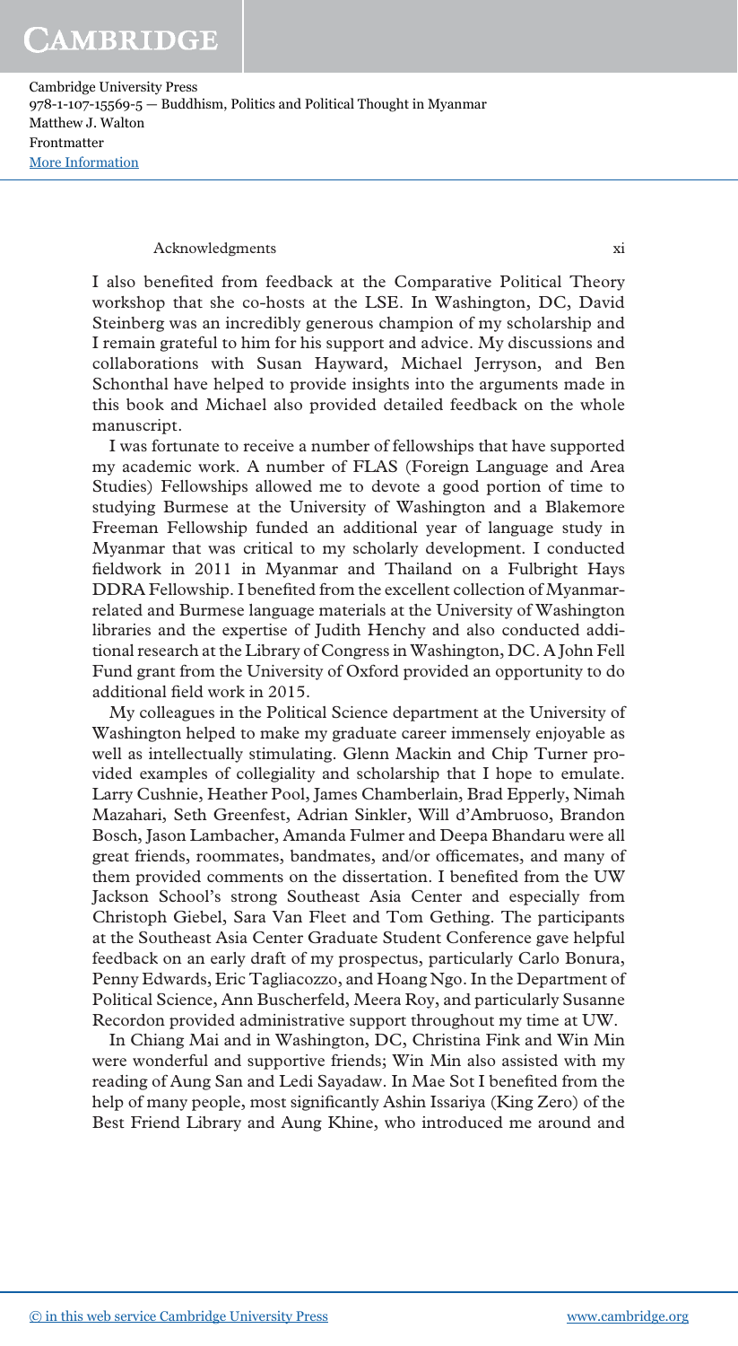I also benefited from feedback at the Comparative Political Theory workshop that she co-hosts at the LSE. In Washington, DC, David Steinberg was an incredibly generous champion of my scholarship and I remain grateful to him for his support and advice. My discussions and collaborations with Susan Hayward, Michael Jerryson, and Ben Schonthal have helped to provide insights into the arguments made in this book and Michael also provided detailed feedback on the whole manuscript.

I was fortunate to receive a number of fellowships that have supported my academic work. A number of FLAS (Foreign Language and Area Studies) Fellowships allowed me to devote a good portion of time to studying Burmese at the University of Washington and a Blakemore Freeman Fellowship funded an additional year of language study in Myanmar that was critical to my scholarly development. I conducted fieldwork in 2011 in Myanmar and Thailand on a Fulbright Hays DDRA Fellowship. I benefited from the excellent collection of Myanmar-related and Burmese language materials at the University of Washington libraries and the expertise of Judith Henchy and also conducted additional research at the Library of Congress in Washington, DC. A John Fell Fund grant from the University of Oxford provided an opportunity to do additional field work in 2015.

My colleagues in the Political Science department at the University of Washington helped to make my graduate career immensely enjoyable as well as intellectually stimulating. Glenn Mackin and Chip Turner provided examples of collegiality and scholarship that I hope to emulate. Larry Cushnie, Heather Pool, James Chamberlain, Brad Epperly, Nimah Mazahari, Seth Greenfest, Adrian Sinkler, Will d'Ambruoso, Brandon Bosch, Jason Lambacher, Amanda Fulmer and Deepa Bhandaru were all great friends, roommates, bandmates, and/or officemates, and many of them provided comments on the dissertation. I benefited from the UW Jackson School's strong Southeast Asia Center and especially from Christoph Giebel, Sara Van Fleet and Tom Gething. The participants at the Southeast Asia Center Graduate Student Conference gave helpful feedback on an early draft of my prospectus, particularly Carlo Bonura, Penny Edwards, Eric Tagliacozzo, and Hoang Ngo. In the Department of Political Science, Ann Buscherfeld, Meera Roy, and particularly Susanne Recordon provided administrative support throughout my time at UW.

In Chiang Mai and in Washington, DC, Christina Fink and Win Min were wonderful and supportive friends; Win Min also assisted with my reading of Aung San and Ledi Sayadaw. In Mae Sot I benefited from the help of many people, most significantly Ashin Issariya (King Zero) of the Best Friend Library and Aung Khine, who introduced me around and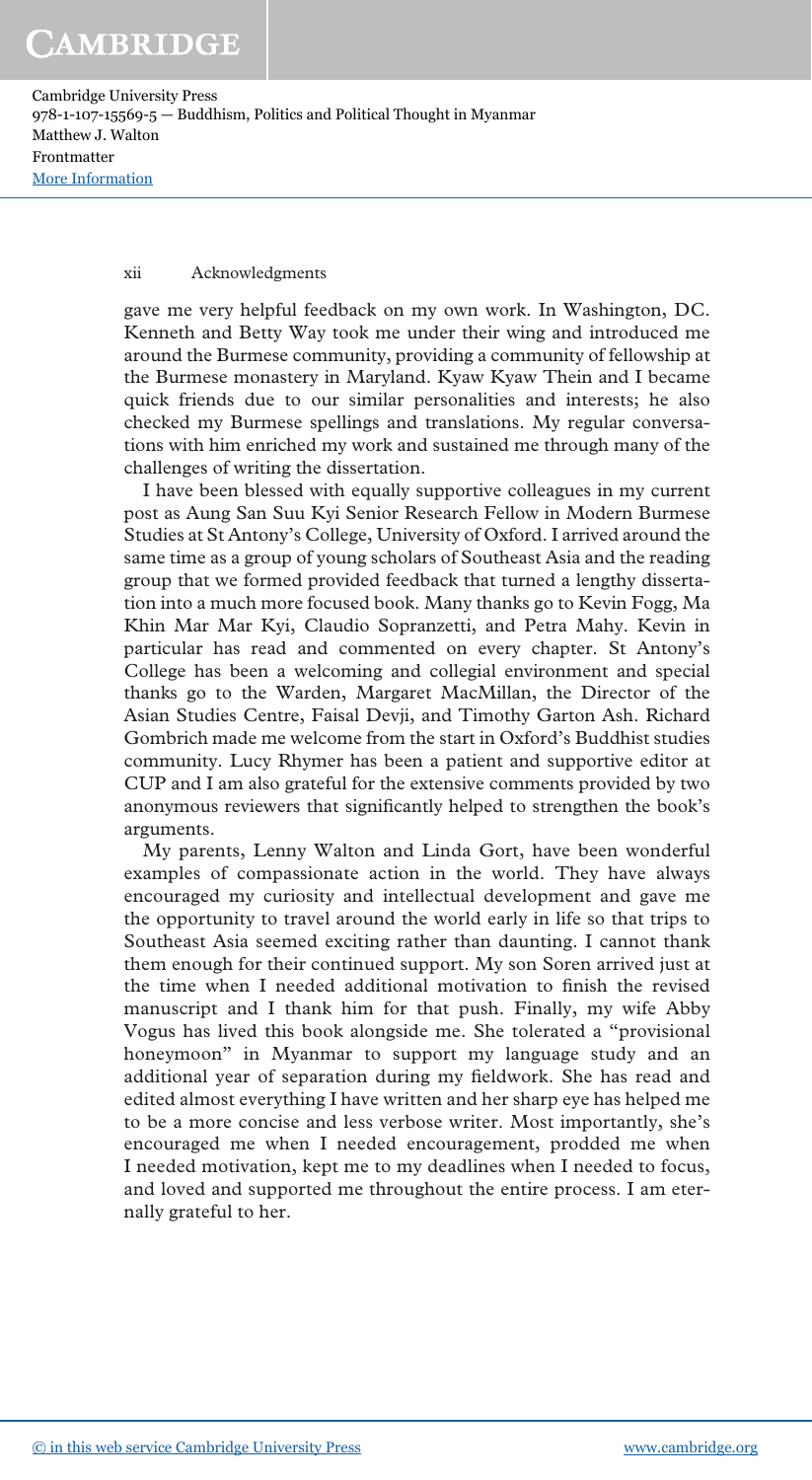gave me very helpful feedback on my own work. In Washington, DC. Kenneth and Betty Way took me under their wing and introduced me around the Burmese community, providing a community of fellowship at the Burmese monastery in Maryland. Kyaw Kyaw Thein and I became quick friends due to our similar personalities and interests; he also checked my Burmese spellings and translations. My regular conversations with him enriched my work and sustained me through many of the challenges of writing the dissertation.

I have been blessed with equally supportive colleagues in my current post as Aung San Suu Kyi Senior Research Fellow in Modern Burmese Studies at St Antony's College, University of Oxford. I arrived around the same time as a group of young scholars of Southeast Asia and the reading group that we formed provided feedback that turned a lengthy dissertation into a much more focused book. Many thanks go to Kevin Fogg, Ma Khin Mar Mar Kyi, Claudio Sopranzetti, and Petra Mahy. Kevin in particular has read and commented on every chapter. St Antony's College has been a welcoming and collegial environment and special thanks go to the Warden, Margaret MacMillan, the Director of the Asian Studies Centre, Faisal Devji, and Timothy Garton Ash. Richard Gombrich made me welcome from the start in Oxford's Buddhist studies community. Lucy Rhymer has been a patient and supportive editor at CUP and I am also grateful for the extensive comments provided by two anonymous reviewers that significantly helped to strengthen the book's arguments.

My parents, Lenny Walton and Linda Gort, have been wonderful examples of compassionate action in the world. They have always encouraged my curiosity and intellectual development and gave me the opportunity to travel around the world early in life so that trips to Southeast Asia seemed exciting rather than daunting. I cannot thank them enough for their continued support. My son Soren arrived just at the time when I needed additional motivation to finish the revised manuscript and I thank him for that push. Finally, my wife Abby Vogus has lived this book alongside me. She tolerated a "provisional honeymoon" in Myanmar to support my language study and an additional year of separation during my fieldwork. She has read and edited almost everything I have written and her sharp eye has helped me to be a more concise and less verbose writer. Most importantly, she's encouraged me when I needed encouragement, prodded me when I needed motivation, kept me to my deadlines when I needed to focus, and loved and supported me throughout the entire process. I am eternally grateful to her.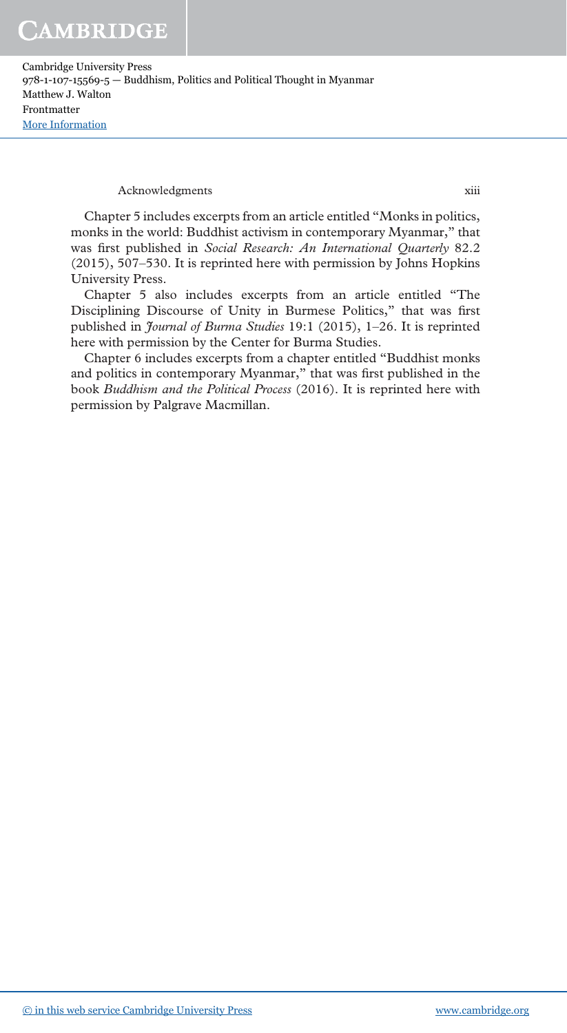Chapter 5 includes excerpts from an article entitled "Monks in politics, monks in the world: Buddhist activism in contemporary Myanmar," that was first published in *Social Research: An International Quarterly* 82.2 (2015), 507–530. It is reprinted here with permission by Johns Hopkins University Press.

Chapter 5 also includes excerpts from an article entitled "The Disciplining Discourse of Unity in Burmese Politics," that was first published in *Journal of Burma Studies* 19:1 (2015), 1–26. It is reprinted here with permission by the Center for Burma Studies.

Chapter 6 includes excerpts from a chapter entitled "Buddhist monks and politics in contemporary Myanmar," that was first published in the book *Buddhism and the Political Process* (2016). It is reprinted here with permission by Palgrave Macmillan.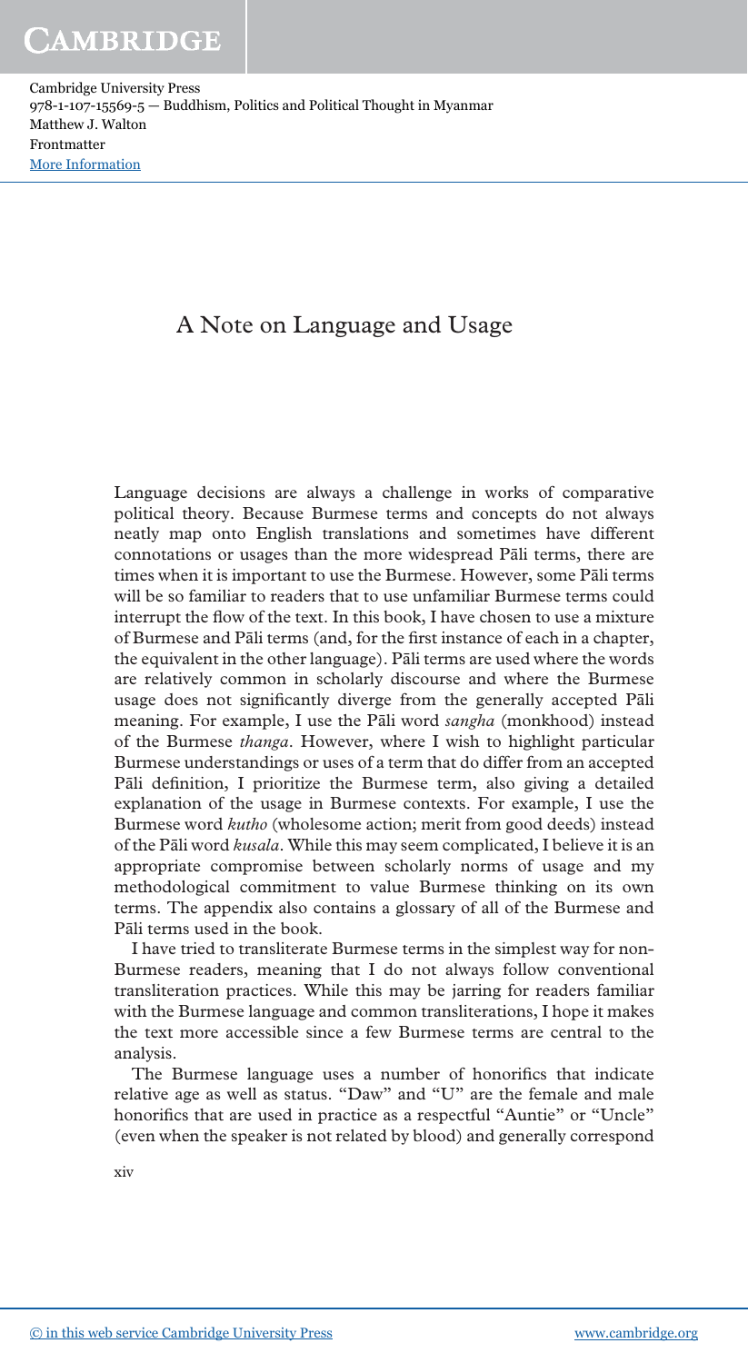# A Note on Language and Usage

Language decisions are always a challenge in works of comparative political theory. Because Burmese terms and concepts do not always neatly map onto English translations and sometimes have different connotations or usages than the more widespread Pāli terms, there are times when it is important to use the Burmese. However, some Pāli terms will be so familiar to readers that to use unfamiliar Burmese terms could interrupt the flow of the text. In this book, I have chosen to use a mixture of Burmese and Pāli terms (and, for the first instance of each in a chapter, the equivalent in the other language). Pāli terms are used where the words are relatively common in scholarly discourse and where the Burmese usage does not significantly diverge from the generally accepted Pāli meaning. For example, I use the Pāli word *sangha* (monkhood) instead of the Burmese *thanga*. However, where I wish to highlight particular Burmese understandings or uses of a term that do differ from an accepted Pāli definition, I prioritize the Burmese term, also giving a detailed explanation of the usage in Burmese contexts. For example, I use the Burmese word *kutho* (wholesome action; merit from good deeds) instead of the Pāli word *kusala*. While this may seem complicated, I believe it is an appropriate compromise between scholarly norms of usage and my methodological commitment to value Burmese thinking on its own terms. The appendix also contains a glossary of all of the Burmese and Pāli terms used in the book.

I have tried to transliterate Burmese terms in the simplest way for non-Burmese readers, meaning that I do not always follow conventional transliteration practices. While this may be jarring for readers familiar with the Burmese language and common transliterations, I hope it makes the text more accessible since a few Burmese terms are central to the analysis.

The Burmese language uses a number of honorifics that indicate relative age as well as status. "Daw" and "U" are the female and male honorifics that are used in practice as a respectful "Auntie" or "Uncle" (even when the speaker is not related by blood) and generally correspond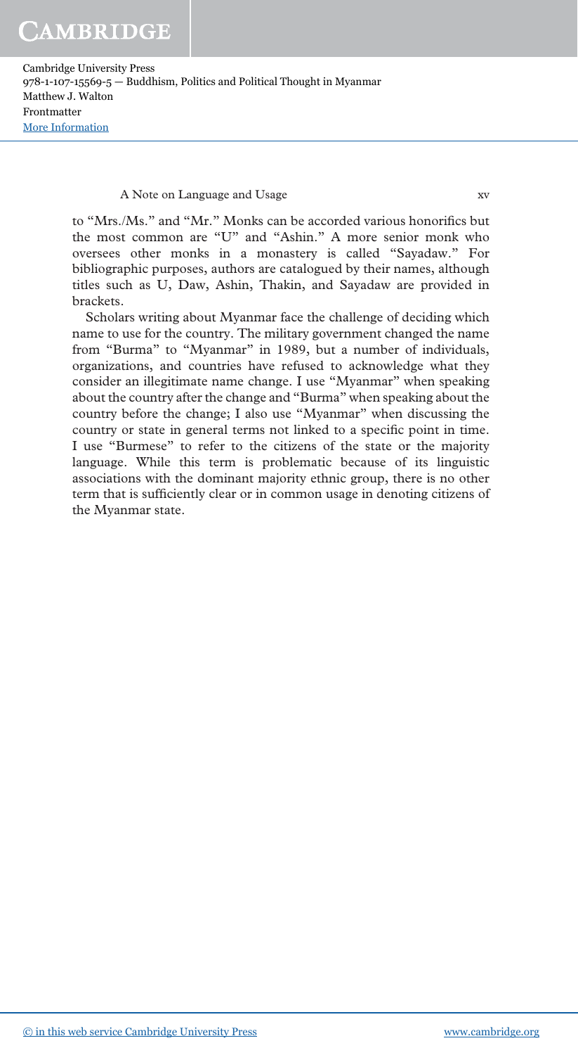to "Mrs./Ms." and "Mr." Monks can be accorded various honorifics but the most common are "U" and "Ashin." A more senior monk who oversees other monks in a monastery is called "Sayadaw." For bibliographic purposes, authors are catalogued by their names, although titles such as U, Daw, Ashin, Thakin, and Sayadaw are provided in brackets.

Scholars writing about Myanmar face the challenge of deciding which name to use for the country. The military government changed the name from "Burma" to "Myanmar" in 1989, but a number of individuals, organizations, and countries have refused to acknowledge what they consider an illegitimate name change. I use "Myanmar" when speaking about the country after the change and "Burma" when speaking about the country before the change; I also use "Myanmar" when discussing the country or state in general terms not linked to a specific point in time. I use "Burmese" to refer to the citizens of the state or the majority language. While this term is problematic because of its linguistic associations with the dominant majority ethnic group, there is no other term that is sufficiently clear or in common usage in denoting citizens of the Myanmar state.